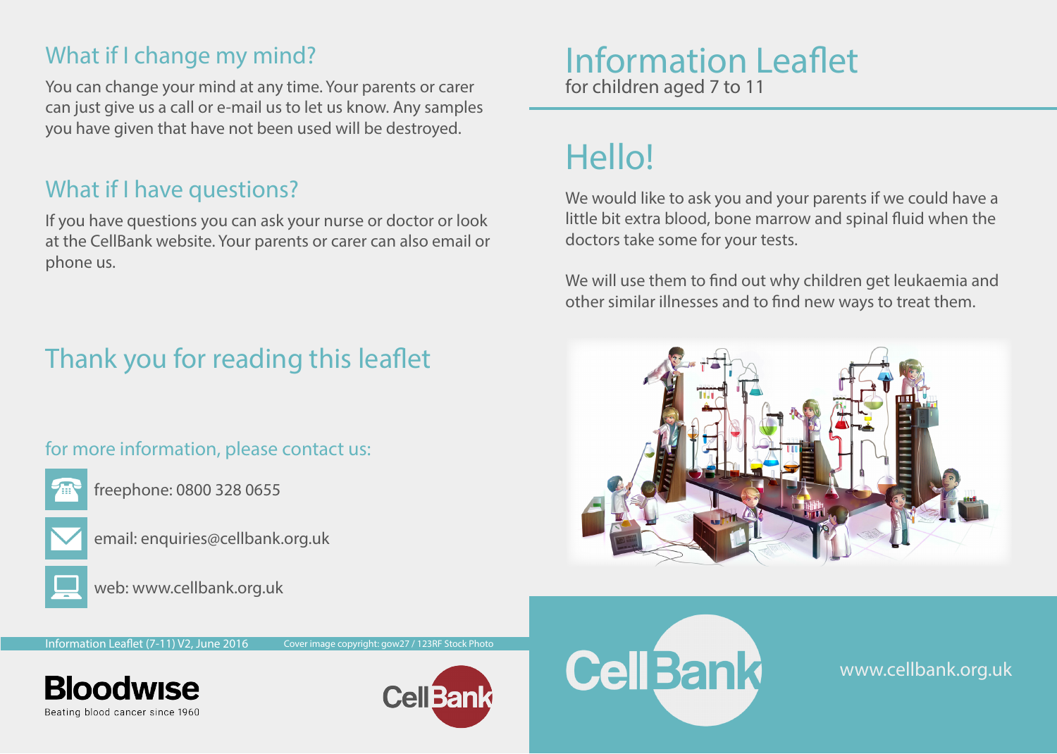# Information Leaflet

for children aged 7 to 11

## Hello!

We would like to ask you and your parents if we could have a little bit extra blood, bone marrow and spinal fluid when the doctors take some for your tests.

We will use them to find out why children get leukaemia and other similar illnesses and to find new ways to treat them.

## What if I change my mind?

You can change your mind at any time. Your parents or carer can just give us a call or e-mail us to let us know. Any samples you have given that have not been used will be destroyed.

## What if I have questions?

If you have questions you can ask your nurse or doctor or look at the CellBank website. Your parents or carer can also email or phone us.

## Thank you for reading this leaflet

### for more information, please contact us:

freephone: 0800 328 0655

email: enquiries@cellbank.org.uk

web: www.cellbank.org.uk

Information Leaflet (7-11) V2, June 2016

Cover image copyright: gow27 / 123RF Stock Photo

Bloodwise
Beating blood cancer since 1960

CellBank

www.cellbank.org.uk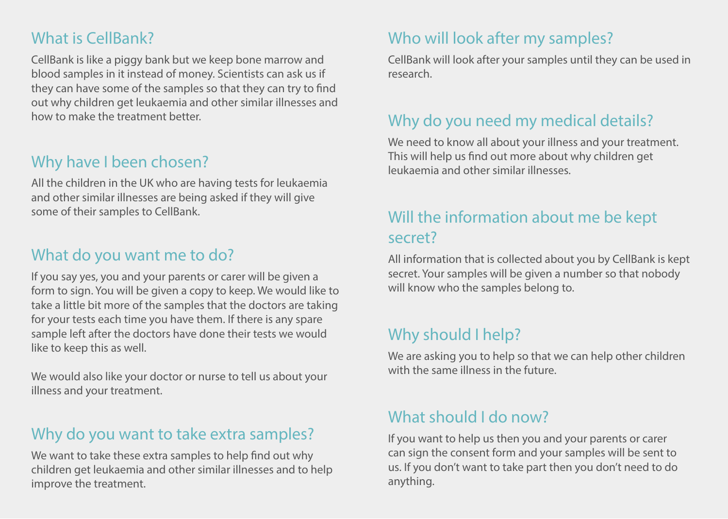## What is CellBank?

CellBank is like a piggy bank but we keep bone marrow and blood samples in it instead of money. Scientists can ask us if they can have some of the samples so that they can try to find out why children get leukaemia and other similar illnesses and how to make the treatment better.

## Why have I been chosen?

All the children in the UK who are having tests for leukaemia and other similar illnesses are being asked if they will give some of their samples to CellBank.

## What do you want me to do?

If you say yes, you and your parents or carer will be given a form to sign. You will be given a copy to keep. We would like to take a little bit more of the samples that the doctors are taking for your tests each time you have them. If there is any spare sample left after the doctors have done their tests we would like to keep this as well.

We would also like your doctor or nurse to tell us about your illness and your treatment.

## Why do you want to take extra samples?

We want to take these extra samples to help find out why children get leukaemia and other similar illnesses and to help improve the treatment.

## Who will look after my samples?

CellBank will look after your samples until they can be used in research.

## Why do you need my medical details?

We need to know all about your illness and your treatment. This will help us find out more about why children get leukaemia and other similar illnesses.

## Will the information about me be kept secret?

All information that is collected about you by CellBank is kept secret. Your samples will be given a number so that nobody will know who the samples belong to.

## Why should I help?

We are asking you to help so that we can help other children with the same illness in the future.

## What should I do now?

If you want to help us then you and your parents or carer can sign the consent form and your samples will be sent to us. If you don't want to take part then you don't need to do anything.